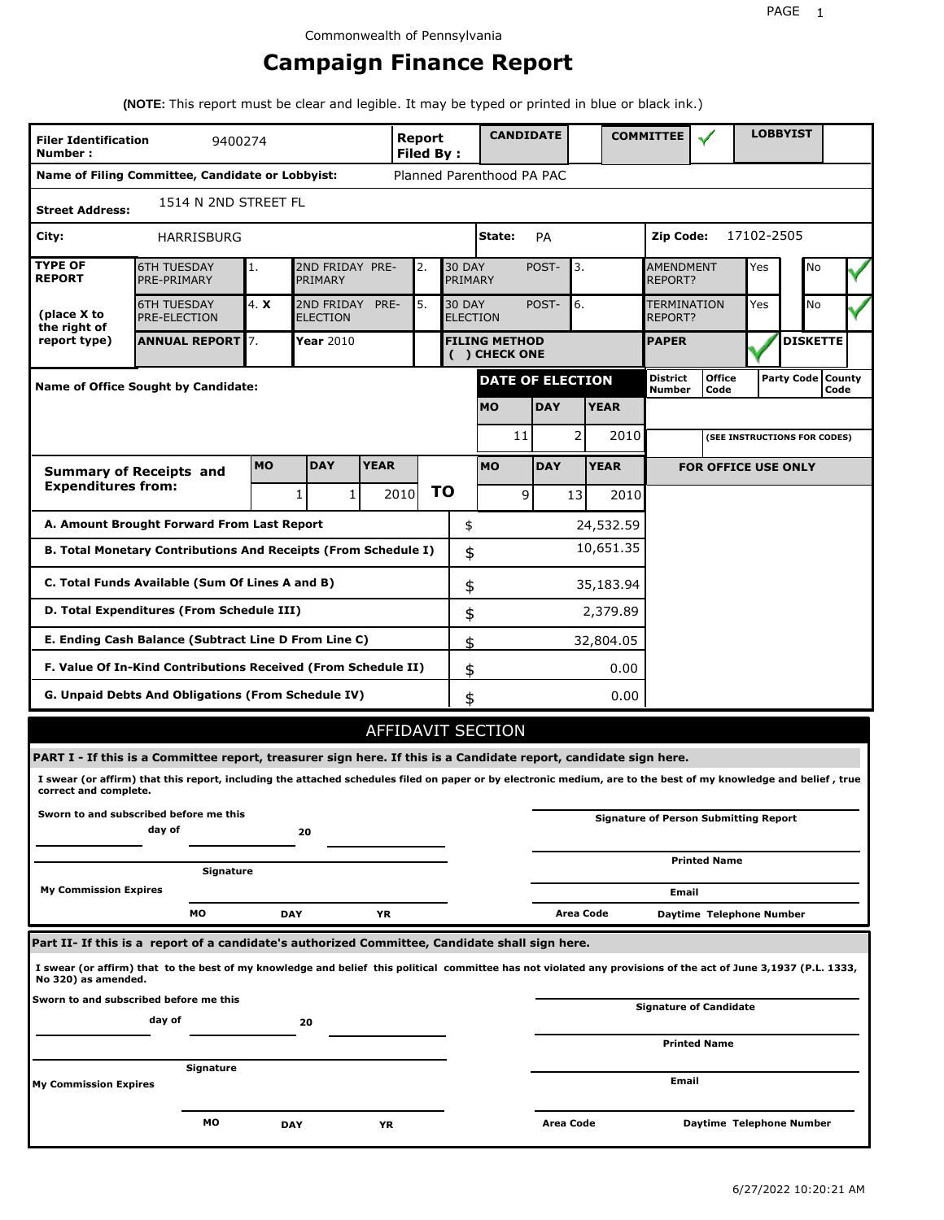Commonwealth of Pennsylvania

# Campaign Finance Report

**(NOTE:** This report must be clear and legible. It may be typed or printed in blue or black ink.)

| **Filer Identification Number :** | 9400274 | **Report Filed By :** | **CANDIDATE** | | **COMMITTEE** | ✓ | **LOBBYIST** | |
|---|---|---|---|---|---|---|---|---|

**Name of Filing Committee, Candidate or Lobbyist:** Planned Parenthood PA PAC

**Street Address:** 1514 N 2ND STREET FL

**City:** HARRISBURG **State:** PA **Zip Code:** 17102-2505

| **TYPE OF REPORT** (place X to the right of report type) | | | | | | | |
|---|---|---|---|---|---|---|---|
| 6TH TUESDAY PRE-PRIMARY | 1. | 2ND FRIDAY PRE-PRIMARY | 2. | 30 DAY POST-PRIMARY | 3. | AMENDMENT REPORT? | Yes / No ✓ |
| 6TH TUESDAY PRE-ELECTION | 4. **X** | 2ND FRIDAY PRE-ELECTION | 5. | 30 DAY POST-ELECTION | 6. | TERMINATION REPORT? | Yes / No ✓ |
| **ANNUAL REPORT** | 7. | **Year** 2010 | | **FILING METHOD ( ) CHECK ONE** | | **PAPER** ✓ | **DISKETTE** |

**Name of Office Sought by Candidate:**

| **DATE OF ELECTION** | | |
|---|---|---|
| **MO** | **DAY** | **YEAR** |
| 11 | 2 | 2010 |

| District Number | Office Code | Party Code | County Code |
|---|---|---|---|
| | | | |

(SEE INSTRUCTIONS FOR CODES)

| **Summary of Receipts and Expenditures from:** | **MO** | **DAY** | **YEAR** | | **MO** | **DAY** | **YEAR** |
|---|---|---|---|---|---|---|---|
| | 1 | 1 | 2010 | **TO** | 9 | 13 | 2010 |

**FOR OFFICE USE ONLY**

| | |
|---|---|
| **A. Amount Brought Forward From Last Report** | $ 24,532.59 |
| **B. Total Monetary Contributions And Receipts (From Schedule I)** | $ 10,651.35 |
| **C. Total Funds Available (Sum Of Lines A and B)** | $ 35,183.94 |
| **D. Total Expenditures (From Schedule III)** | $ 2,379.89 |
| **E. Ending Cash Balance (Subtract Line D From Line C)** | $ 32,804.05 |
| **F. Value Of In-Kind Contributions Received (From Schedule II)** | $ 0.00 |
| **G. Unpaid Debts And Obligations (From Schedule IV)** | $ 0.00 |

## AFFIDAVIT SECTION

**PART I - If this is a Committee report, treasurer sign here. If this is a Candidate report, candidate sign here.**

**I swear (or affirm) that this report, including the attached schedules filed on paper or by electronic medium, are to the best of my knowledge and belief , true correct and complete.**

**Sworn to and subscribed before me this** ______ **day of** ______ **20** ______

______ **Signature**

**My Commission Expires** ______ **MO** ______ **DAY** ______ **YR**

______ **Signature of Person Submitting Report**

______ **Printed Name**

______ **Email**

______ **Area Code** ______ **Daytime Telephone Number**

**Part II- If this is a report of a candidate's authorized Committee, Candidate shall sign here.**

**I swear (or affirm) that to the best of my knowledge and belief this political committee has not violated any provisions of the act of June 3,1937 (P.L. 1333, No 320) as amended.**

**Sworn to and subscribed before me this** ______ **day of** ______ **20** ______

______ **Signature**

**My Commission Expires** ______ **MO** ______ **DAY** ______ **YR**

______ **Signature of Candidate**

______ **Printed Name**

______ **Email**

______ **Area Code** ______ **Daytime Telephone Number**

6/27/2022 10:20:21 AM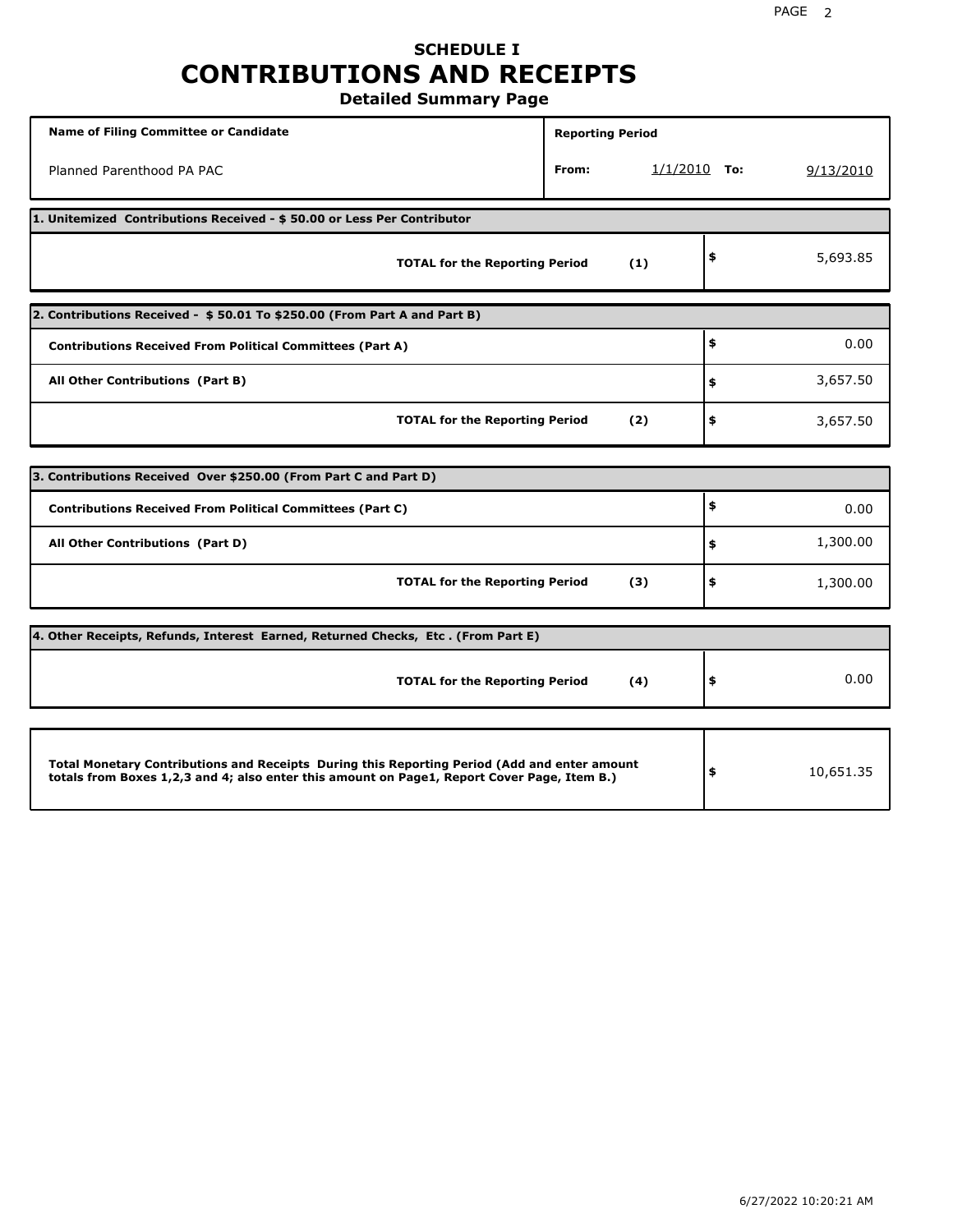# SCHEDULE I
# CONTRIBUTIONS AND RECEIPTS
## Detailed Summary Page

| Name of Filing Committee or Candidate | Reporting Period |
|---|---|
| Planned Parenthood PA PAC | From: 1/1/2010 To: 9/13/2010 |

**1. Unitemized Contributions Received - $ 50.00 or Less Per Contributor**

| | |
|---|---|
| **TOTAL for the Reporting Period (1)** | $ 5,693.85 |

**2. Contributions Received - $ 50.01 To $250.00 (From Part A and Part B)**

| | |
|---|---|
| **Contributions Received From Political Committees (Part A)** | $ 0.00 |
| **All Other Contributions (Part B)** | $ 3,657.50 |
| **TOTAL for the Reporting Period (2)** | $ 3,657.50 |

**3. Contributions Received Over $250.00 (From Part C and Part D)**

| | |
|---|---|
| **Contributions Received From Political Committees (Part C)** | $ 0.00 |
| **All Other Contributions (Part D)** | $ 1,300.00 |
| **TOTAL for the Reporting Period (3)** | $ 1,300.00 |

**4. Other Receipts, Refunds, Interest Earned, Returned Checks, Etc . (From Part E)**

| | |
|---|---|
| **TOTAL for the Reporting Period (4)** | $ 0.00 |

| | |
|---|---|
| **Total Monetary Contributions and Receipts During this Reporting Period (Add and enter amount totals from Boxes 1,2,3 and 4; also enter this amount on Page1, Report Cover Page, Item B.)** | $ 10,651.35 |

6/27/2022 10:20:21 AM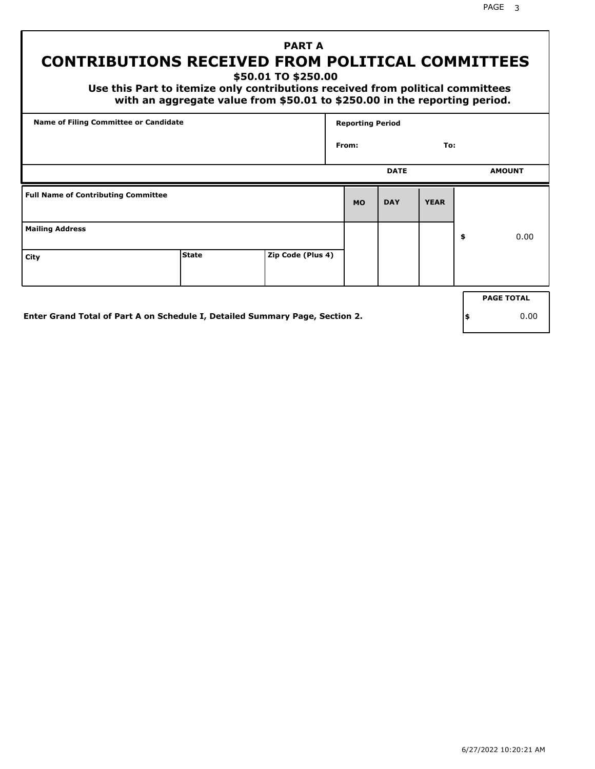# PART A

## CONTRIBUTIONS RECEIVED FROM POLITICAL COMMITTEES

### $50.01 TO $250.00

**Use this Part to itemize only contributions received from political committees with an aggregate value from $50.01 to $250.00 in the reporting period.**

| Name of Filing Committee or Candidate | Reporting Period |
|---|---|
| | From: To: |

| Full Name of Contributing Committee | | | DATE MO | DATE DAY | DATE YEAR | AMOUNT |
|---|---|---|---|---|---|---|
| Mailing Address | | | | | | $ 0.00 |
| City | State | Zip Code (Plus 4) | | | | |

**Enter Grand Total of Part A on Schedule I, Detailed Summary Page, Section 2.**

| PAGE TOTAL |
|---|
| $ 0.00 |

6/27/2022 10:20:21 AM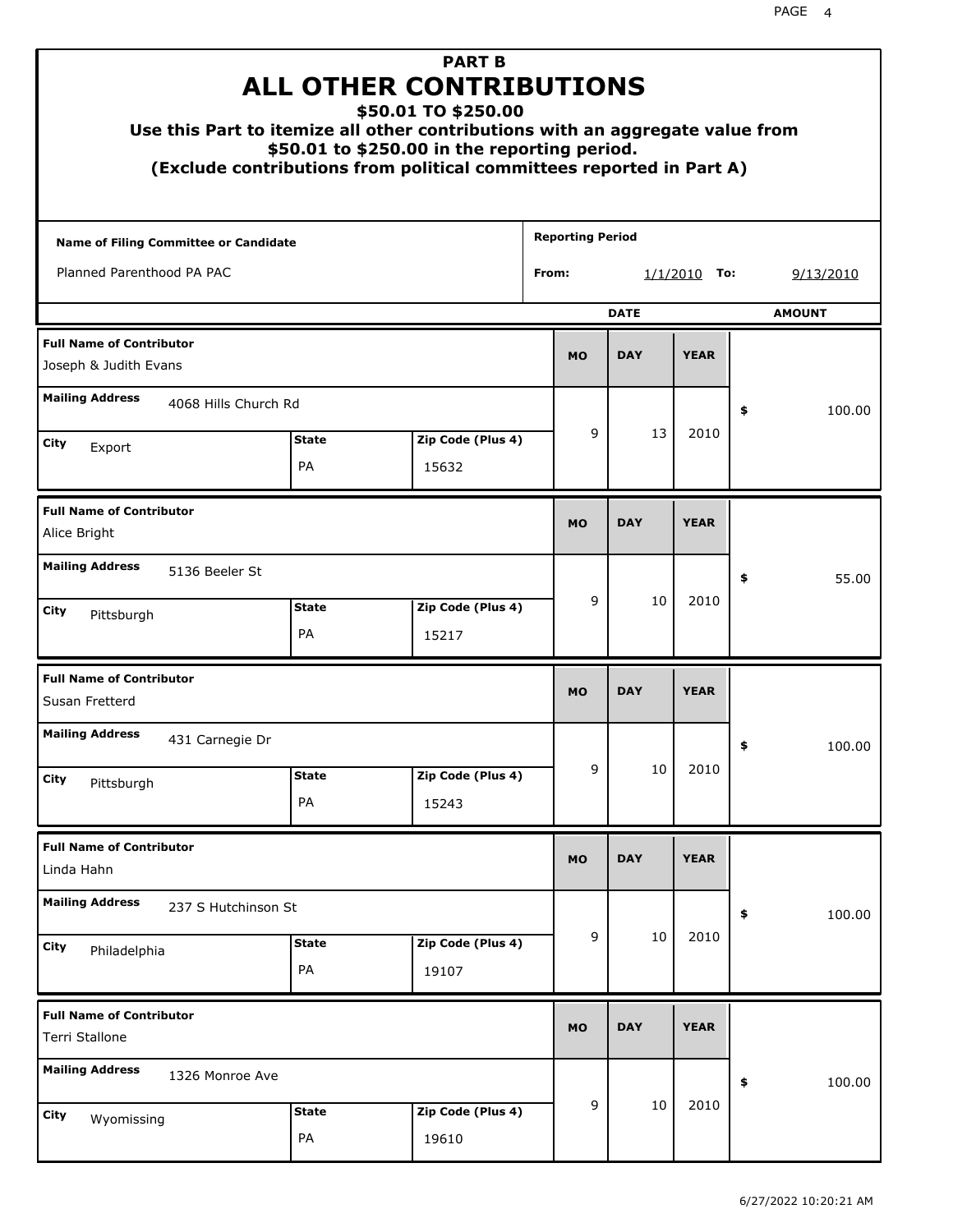# PART B
# ALL OTHER CONTRIBUTIONS
## $50.01 TO $250.00

**Use this Part to itemize all other contributions with an aggregate value from $50.01 to $250.00 in the reporting period.**
**(Exclude contributions from political committees reported in Part A)**

| Name of Filing Committee or Candidate | Reporting Period |
|---|---|
| Planned Parenthood PA PAC | From: 1/1/2010 To: 9/13/2010 |

| Full Name of Contributor | Mailing Address | City | State | Zip Code (Plus 4) | MO | DAY | YEAR | AMOUNT |
|---|---|---|---|---|---|---|---|---|
| Joseph & Judith Evans | 4068 Hills Church Rd | Export | PA | 15632 | 9 | 13 | 2010 | $ 100.00 |
| Alice Bright | 5136 Beeler St | Pittsburgh | PA | 15217 | 9 | 10 | 2010 | $ 55.00 |
| Susan Fretterd | 431 Carnegie Dr | Pittsburgh | PA | 15243 | 9 | 10 | 2010 | $ 100.00 |
| Linda Hahn | 237 S Hutchinson St | Philadelphia | PA | 19107 | 9 | 10 | 2010 | $ 100.00 |
| Terri Stallone | 1326 Monroe Ave | Wyomissing | PA | 19610 | 9 | 10 | 2010 | $ 100.00 |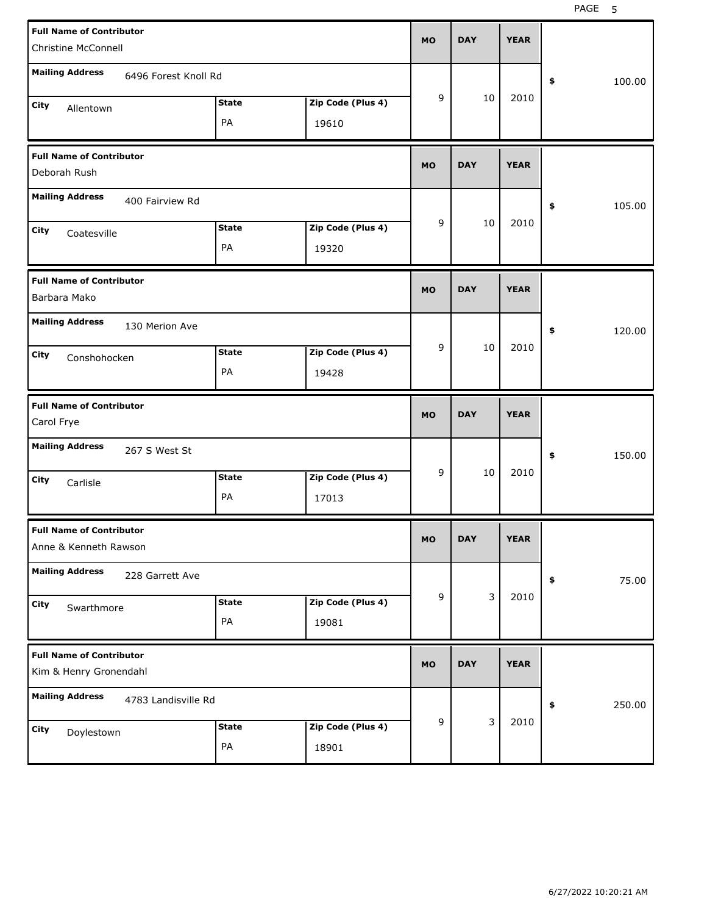| Full Name of Contributor | Mailing Address | City | State | Zip Code (Plus 4) | MO | DAY | YEAR | $ |
|---|---|---|---|---|---|---|---|---|
| Christine McConnell | 6496 Forest Knoll Rd | Allentown | PA | 19610 | 9 | 10 | 2010 | 100.00 |
| Deborah Rush | 400 Fairview Rd | Coatesville | PA | 19320 | 9 | 10 | 2010 | 105.00 |
| Barbara Mako | 130 Merion Ave | Conshohocken | PA | 19428 | 9 | 10 | 2010 | 120.00 |
| Carol Frye | 267 S West St | Carlisle | PA | 17013 | 9 | 10 | 2010 | 150.00 |
| Anne & Kenneth Rawson | 228 Garrett Ave | Swarthmore | PA | 19081 | 9 | 3 | 2010 | 75.00 |
| Kim & Henry Gronendahl | 4783 Landisville Rd | Doylestown | PA | 18901 | 9 | 3 | 2010 | 250.00 |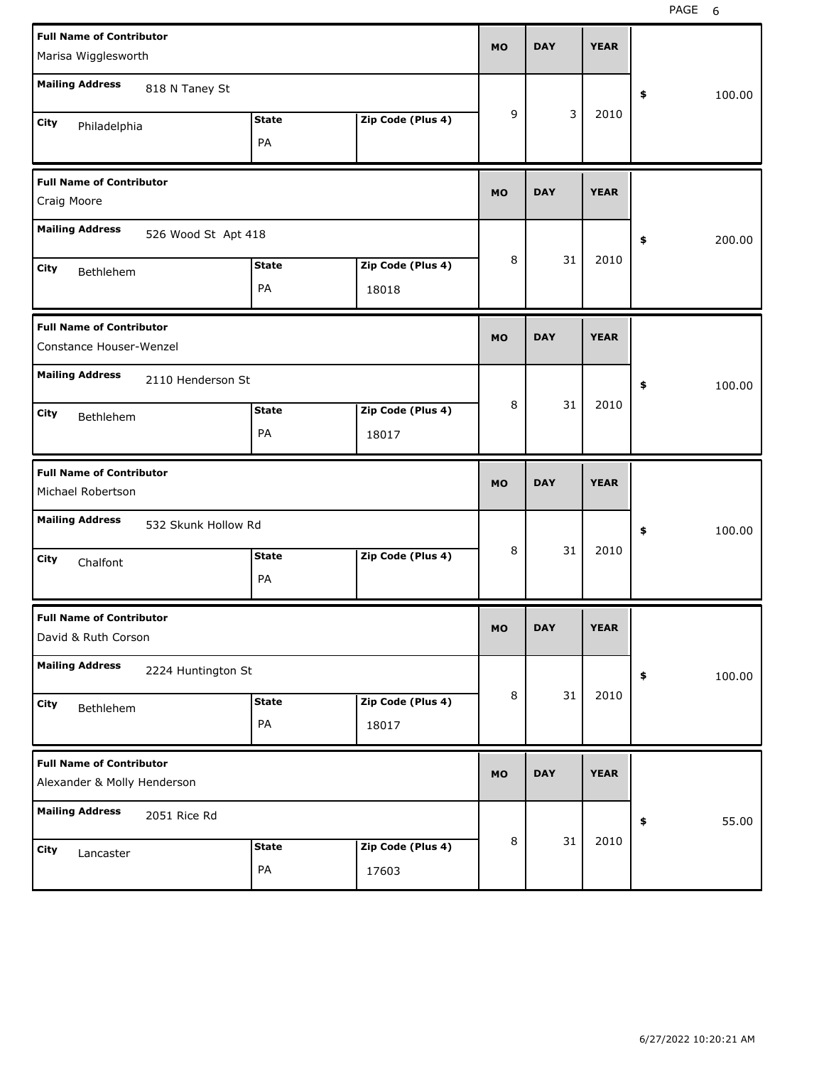| Full Name of Contributor | Mailing Address | City | State | Zip Code (Plus 4) | MO | DAY | YEAR | $ |
|---|---|---|---|---|---|---|---|---|
| Marisa Wigglesworth | 818 N Taney St | Philadelphia | PA | | 9 | 3 | 2010 | 100.00 |
| Craig Moore | 526 Wood St Apt 418 | Bethlehem | PA | 18018 | 8 | 31 | 2010 | 200.00 |
| Constance Houser-Wenzel | 2110 Henderson St | Bethlehem | PA | 18017 | 8 | 31 | 2010 | 100.00 |
| Michael Robertson | 532 Skunk Hollow Rd | Chalfont | PA | | 8 | 31 | 2010 | 100.00 |
| David & Ruth Corson | 2224 Huntington St | Bethlehem | PA | 18017 | 8 | 31 | 2010 | 100.00 |
| Alexander & Molly Henderson | 2051 Rice Rd | Lancaster | PA | 17603 | 8 | 31 | 2010 | 55.00 |

6/27/2022 10:20:21 AM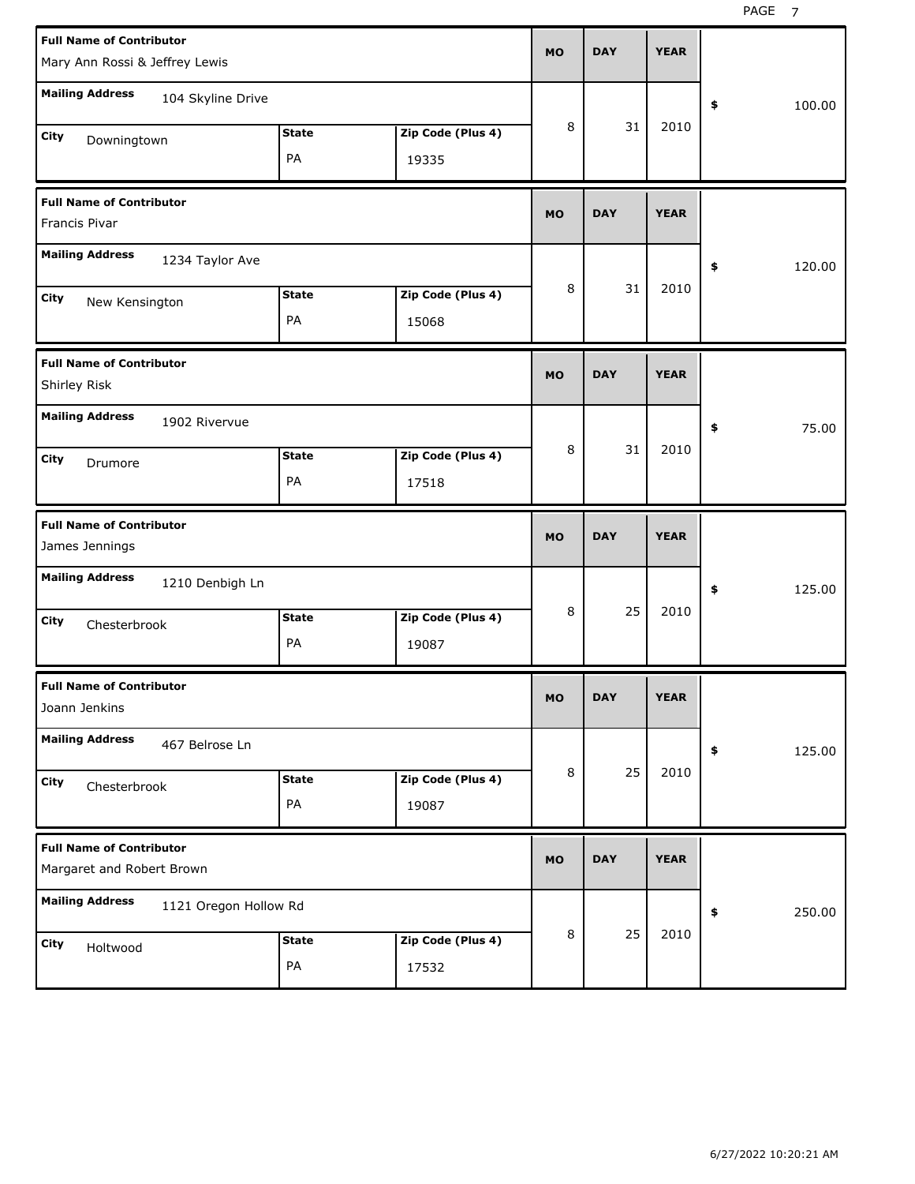| Full Name of Contributor | Mailing Address | City | State | Zip Code (Plus 4) | MO | DAY | YEAR | $ |
|---|---|---|---|---|---|---|---|---|
| Mary Ann Rossi & Jeffrey Lewis | 104 Skyline Drive | Downingtown | PA | 19335 | 8 | 31 | 2010 | 100.00 |
| Francis Pivar | 1234 Taylor Ave | New Kensington | PA | 15068 | 8 | 31 | 2010 | 120.00 |
| Shirley Risk | 1902 Rivervue | Drumore | PA | 17518 | 8 | 31 | 2010 | 75.00 |
| James Jennings | 1210 Denbigh Ln | Chesterbrook | PA | 19087 | 8 | 25 | 2010 | 125.00 |
| Joann Jenkins | 467 Belrose Ln | Chesterbrook | PA | 19087 | 8 | 25 | 2010 | 125.00 |
| Margaret and Robert Brown | 1121 Oregon Hollow Rd | Holtwood | PA | 17532 | 8 | 25 | 2010 | 250.00 |

6/27/2022 10:20:21 AM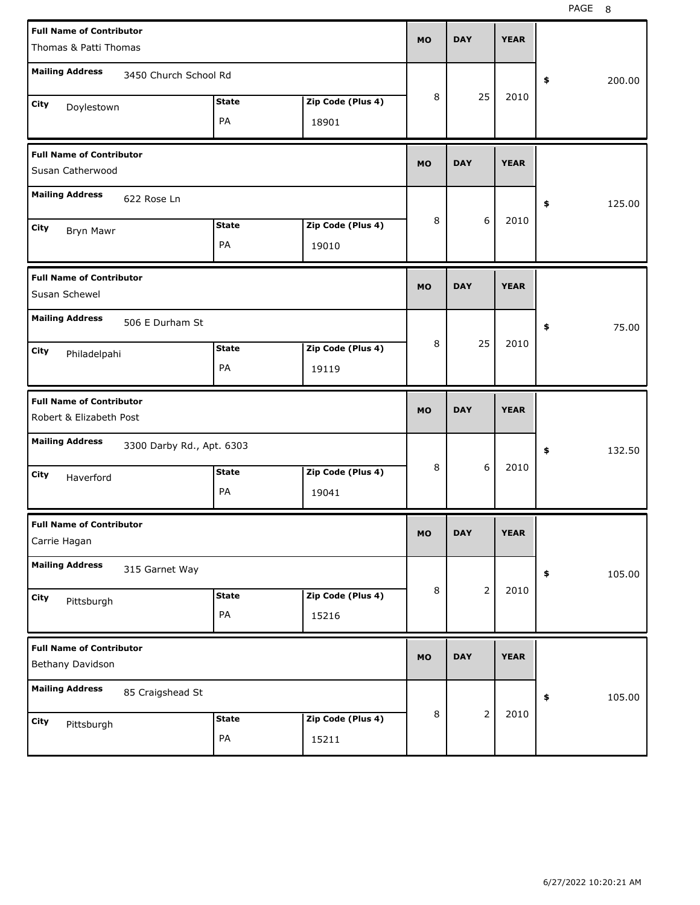| Full Name of Contributor | Mailing Address | City | State | Zip Code (Plus 4) | MO | DAY | YEAR | $ |
|---|---|---|---|---|---|---|---|---|
| Thomas & Patti Thomas | 3450 Church School Rd | Doylestown | PA | 18901 | 8 | 25 | 2010 | 200.00 |
| Susan Catherwood | 622 Rose Ln | Bryn Mawr | PA | 19010 | 8 | 6 | 2010 | 125.00 |
| Susan Schewel | 506 E Durham St | Philadelpahi | PA | 19119 | 8 | 25 | 2010 | 75.00 |
| Robert & Elizabeth Post | 3300 Darby Rd., Apt. 6303 | Haverford | PA | 19041 | 8 | 6 | 2010 | 132.50 |
| Carrie Hagan | 315 Garnet Way | Pittsburgh | PA | 15216 | 8 | 2 | 2010 | 105.00 |
| Bethany Davidson | 85 Craigshead St | Pittsburgh | PA | 15211 | 8 | 2 | 2010 | 105.00 |

6/27/2022 10:20:21 AM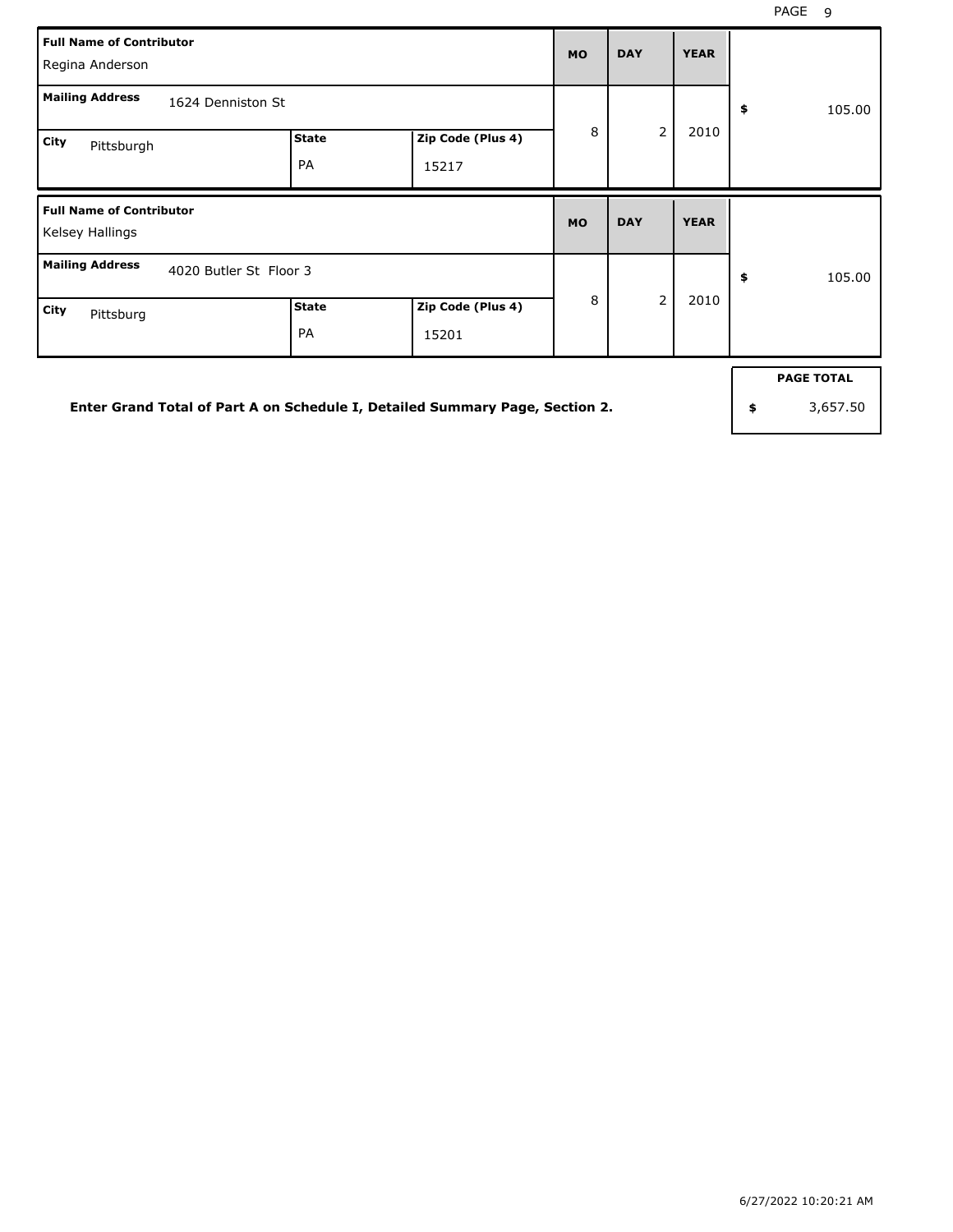| Full Name of Contributor | Mailing Address | City | State | Zip Code (Plus 4) | MO | DAY | YEAR | Amount |
|---|---|---|---|---|---|---|---|---|
| Regina Anderson | 1624 Denniston St | Pittsburgh | PA | 15217 | 8 | 2 | 2010 | $ 105.00 |
| Kelsey Hallings | 4020 Butler St Floor 3 | Pittsburg | PA | 15201 | 8 | 2 | 2010 | $ 105.00 |

**Enter Grand Total of Part A on Schedule I, Detailed Summary Page, Section 2.**

| PAGE TOTAL |
|---|
| $ 3,657.50 |

6/27/2022 10:20:21 AM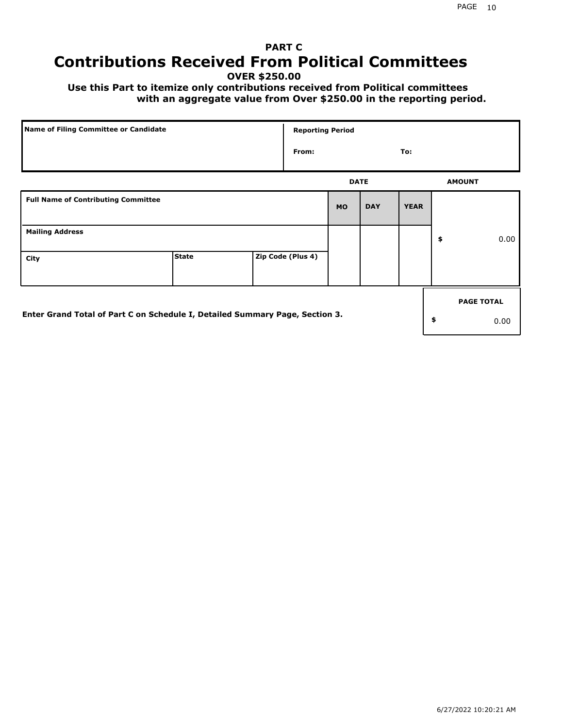**PART C**

# Contributions Received From Political Committees

**OVER $250.00**

**Use this Part to itemize only contributions received from Political committees with an aggregate value from Over $250.00 in the reporting period.**

| Name of Filing Committee or Candidate | Reporting Period |
| --- | --- |
| | From: To: |

| Full Name of Contributing Committee | | | DATE MO | DAY | YEAR | AMOUNT |
| --- | --- | --- | --- | --- | --- | --- |
| Mailing Address | | | | | | $ 0.00 |
| City | State | Zip Code (Plus 4) | | | | |

**Enter Grand Total of Part C on Schedule I, Detailed Summary Page, Section 3.**

| PAGE TOTAL |
| --- |
| $ 0.00 |

6/27/2022 10:20:21 AM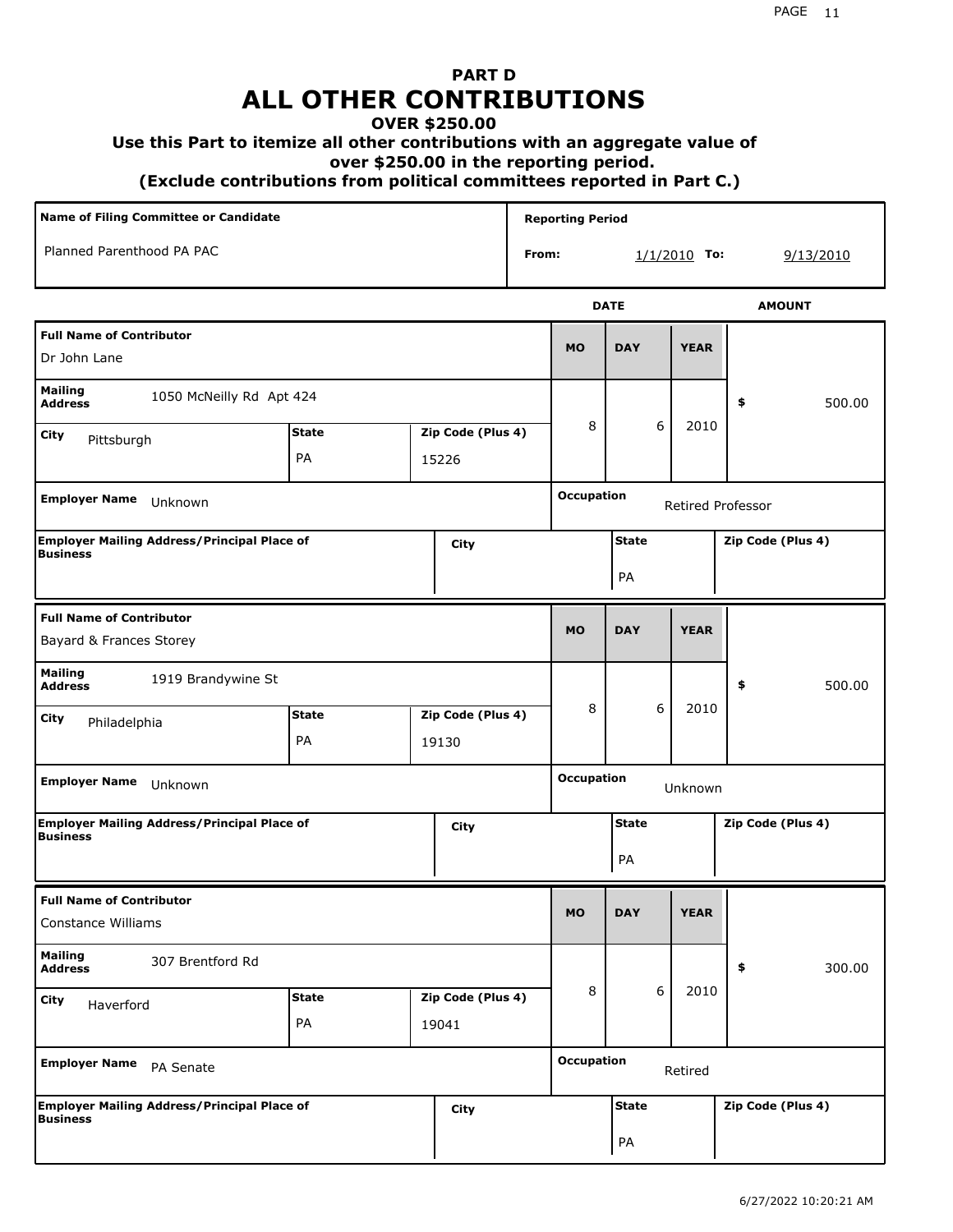# PART D
# ALL OTHER CONTRIBUTIONS
### OVER $250.00
### Use this Part to itemize all other contributions with an aggregate value of over $250.00 in the reporting period.
### (Exclude contributions from political committees reported in Part C.)

| Name of Filing Committee or Candidate | Reporting Period |
| --- | --- |
| Planned Parenthood PA PAC | From: 1/1/2010 To: 9/13/2010 |

| Full Name of Contributor | Mailing Address | City | State | Zip Code (Plus 4) | MO | DAY | YEAR | AMOUNT | Employer Name | Occupation | Employer Mailing Address/Principal Place of Business | City | State | Zip Code (Plus 4) |
| --- | --- | --- | --- | --- | --- | --- | --- | --- | --- | --- | --- | --- | --- | --- |
| Dr John Lane | 1050 McNeilly Rd Apt 424 | Pittsburgh | PA | 15226 | 8 | 6 | 2010 | $ 500.00 | Unknown | Retired Professor | | | PA | |
| Bayard & Frances Storey | 1919 Brandywine St | Philadelphia | PA | 19130 | 8 | 6 | 2010 | $ 500.00 | Unknown | Unknown | | | PA | |
| Constance Williams | 307 Brentford Rd | Haverford | PA | 19041 | 8 | 6 | 2010 | $ 300.00 | PA Senate | Retired | | | PA | |

6/27/2022 10:20:21 AM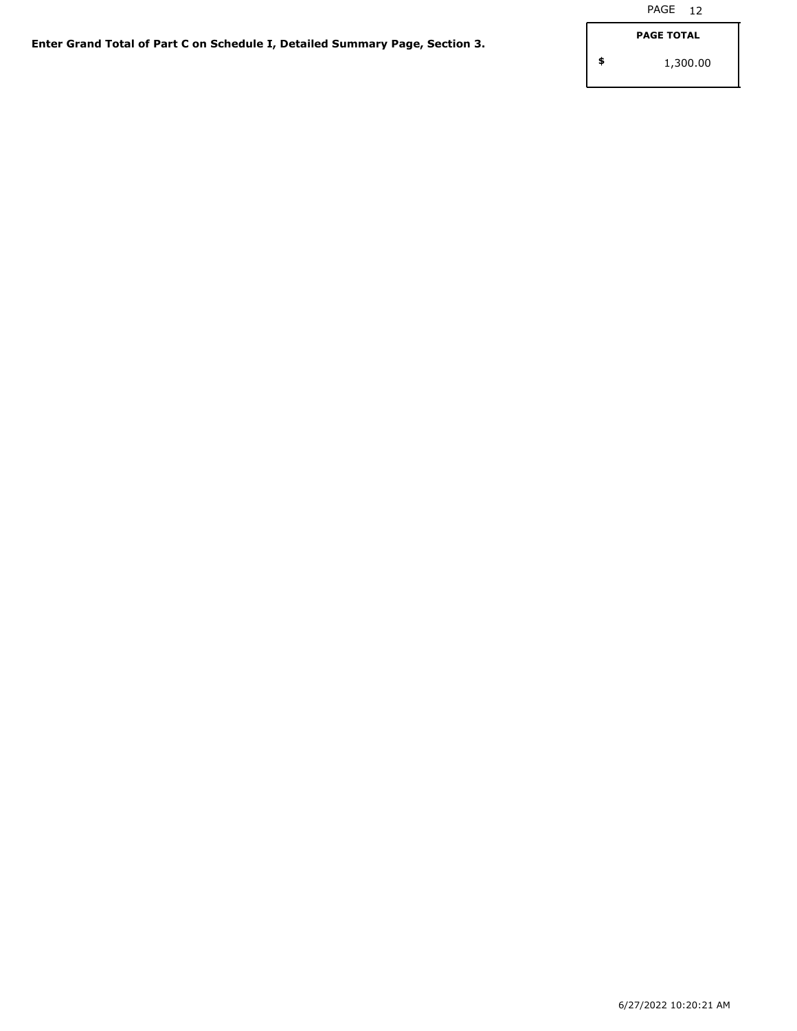**Enter Grand Total of Part C on Schedule I, Detailed Summary Page, Section 3.**

| PAGE TOTAL |
| --- |
| $ 1,300.00 |

6/27/2022 10:20:21 AM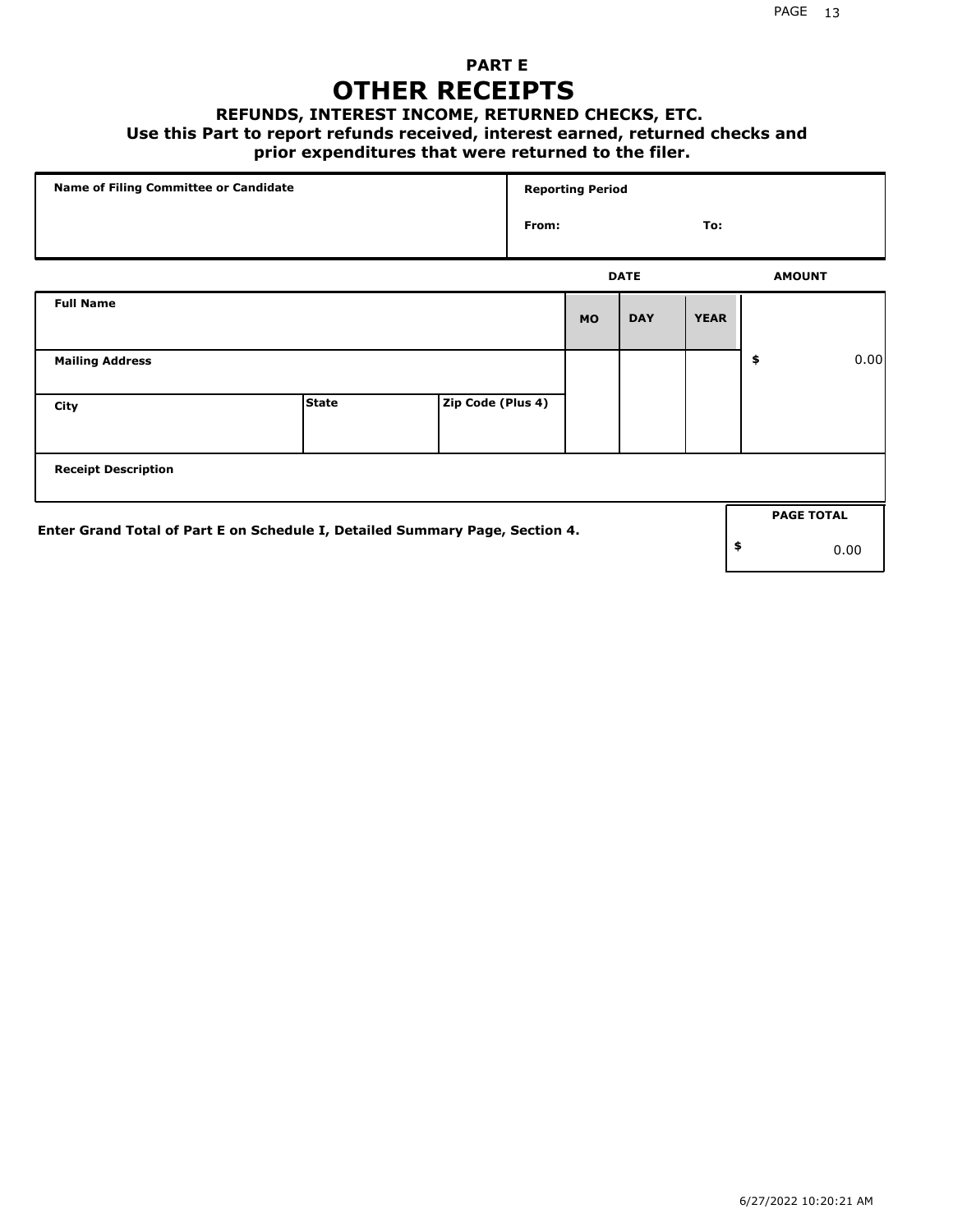# PART E

# OTHER RECEIPTS

### REFUNDS, INTEREST INCOME, RETURNED CHECKS, ETC.

**Use this Part to report refunds received, interest earned, returned checks and prior expenditures that were returned to the filer.**

| Name of Filing Committee or Candidate | Reporting Period |
|---|---|
| | From: To: |

| Full Name | | | DATE MO | DAY | YEAR | AMOUNT |
|---|---|---|---|---|---|---|
| Mailing Address | | | | | | $ 0.00 |
| City | State | Zip Code (Plus 4) | | | | |
| Receipt Description | | | | | | |

**Enter Grand Total of Part E on Schedule I, Detailed Summary Page, Section 4.**

| PAGE TOTAL |
|---|
| $ 0.00 |

6/27/2022 10:20:21 AM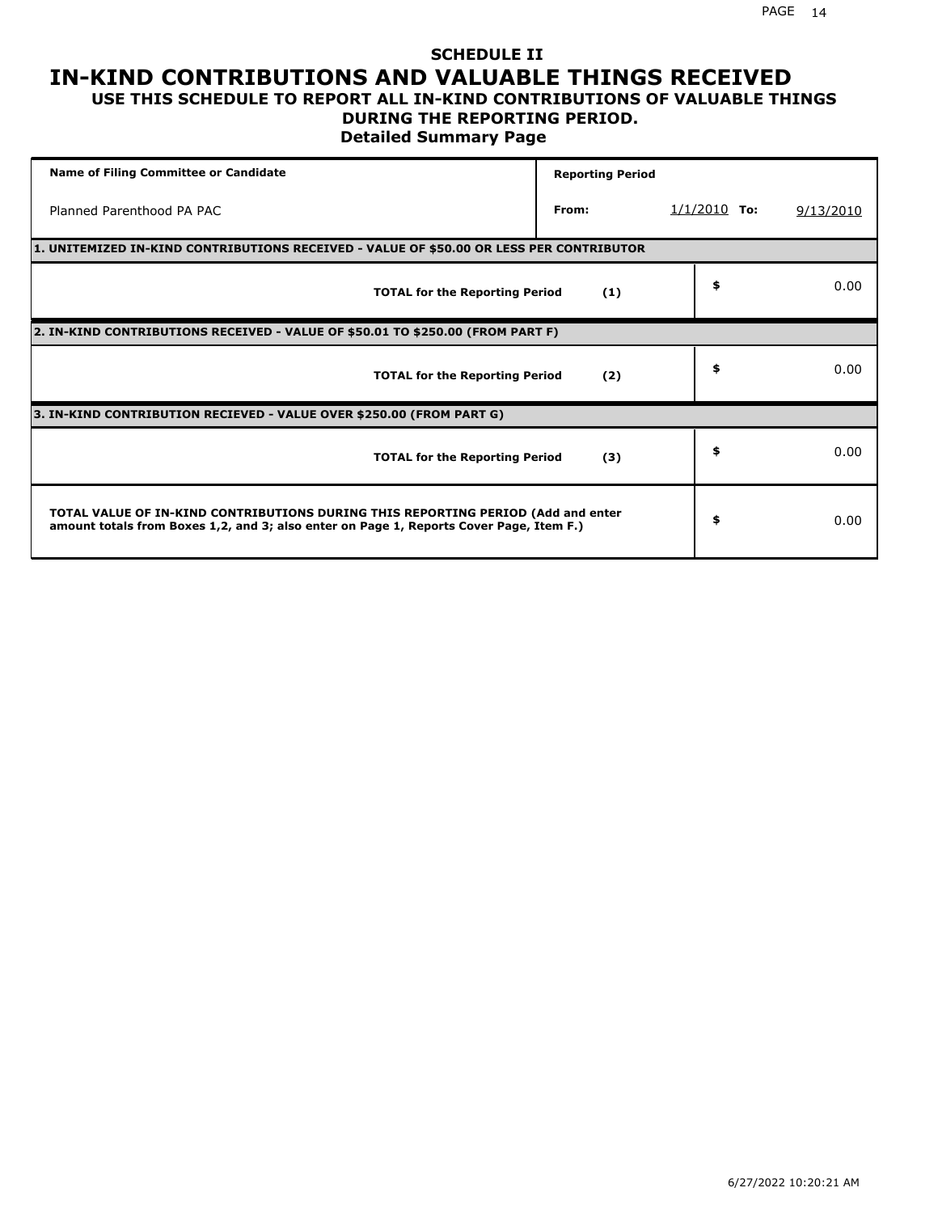## SCHEDULE II

# IN-KIND CONTRIBUTIONS AND VALUABLE THINGS RECEIVED

### USE THIS SCHEDULE TO REPORT ALL IN-KIND CONTRIBUTIONS OF VALUABLE THINGS DURING THE REPORTING PERIOD.

### Detailed Summary Page

| Name of Filing Committee or Candidate | Reporting Period | | |
|---|---|---|---|
| Planned Parenthood PA PAC | From: | 1/1/2010 To: | 9/13/2010 |

| 1. UNITEMIZED IN-KIND CONTRIBUTIONS RECEIVED - VALUE OF $50.00 OR LESS PER CONTRIBUTOR | | |
|---|---|---|
| TOTAL for the Reporting Period | (1) | $ 0.00 |

| 2. IN-KIND CONTRIBUTIONS RECEIVED - VALUE OF $50.01 TO $250.00 (FROM PART F) | | |
|---|---|---|
| TOTAL for the Reporting Period | (2) | $ 0.00 |

| 3. IN-KIND CONTRIBUTION RECIEVED - VALUE OVER $250.00 (FROM PART G) | | |
|---|---|---|
| TOTAL for the Reporting Period | (3) | $ 0.00 |

| TOTAL VALUE OF IN-KIND CONTRIBUTIONS DURING THIS REPORTING PERIOD (Add and enter amount totals from Boxes 1,2, and 3; also enter on Page 1, Reports Cover Page, Item F.) | |
|---|---|
| | $ 0.00 |

6/27/2022 10:20:21 AM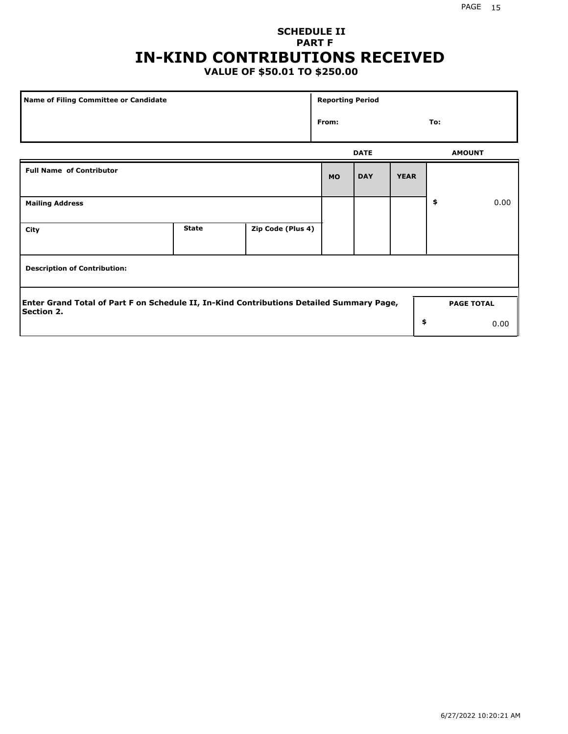# SCHEDULE II
## PART F
# IN-KIND CONTRIBUTIONS RECEIVED
### VALUE OF $50.01 TO $250.00

| Name of Filing Committee or Candidate | Reporting Period |
|---|---|
| | From: To: |

| Full Name of Contributor | | | DATE MO | DAY | YEAR | AMOUNT |
|---|---|---|---|---|---|---|
| Mailing Address | | | | | | $ 0.00 |
| City | State | Zip Code (Plus 4) | | | | |
| Description of Contribution: | | | | | | |

| Enter Grand Total of Part F on Schedule II, In-Kind Contributions Detailed Summary Page, Section 2. | PAGE TOTAL |
|---|---|
| | $ 0.00 |

6/27/2022 10:20:21 AM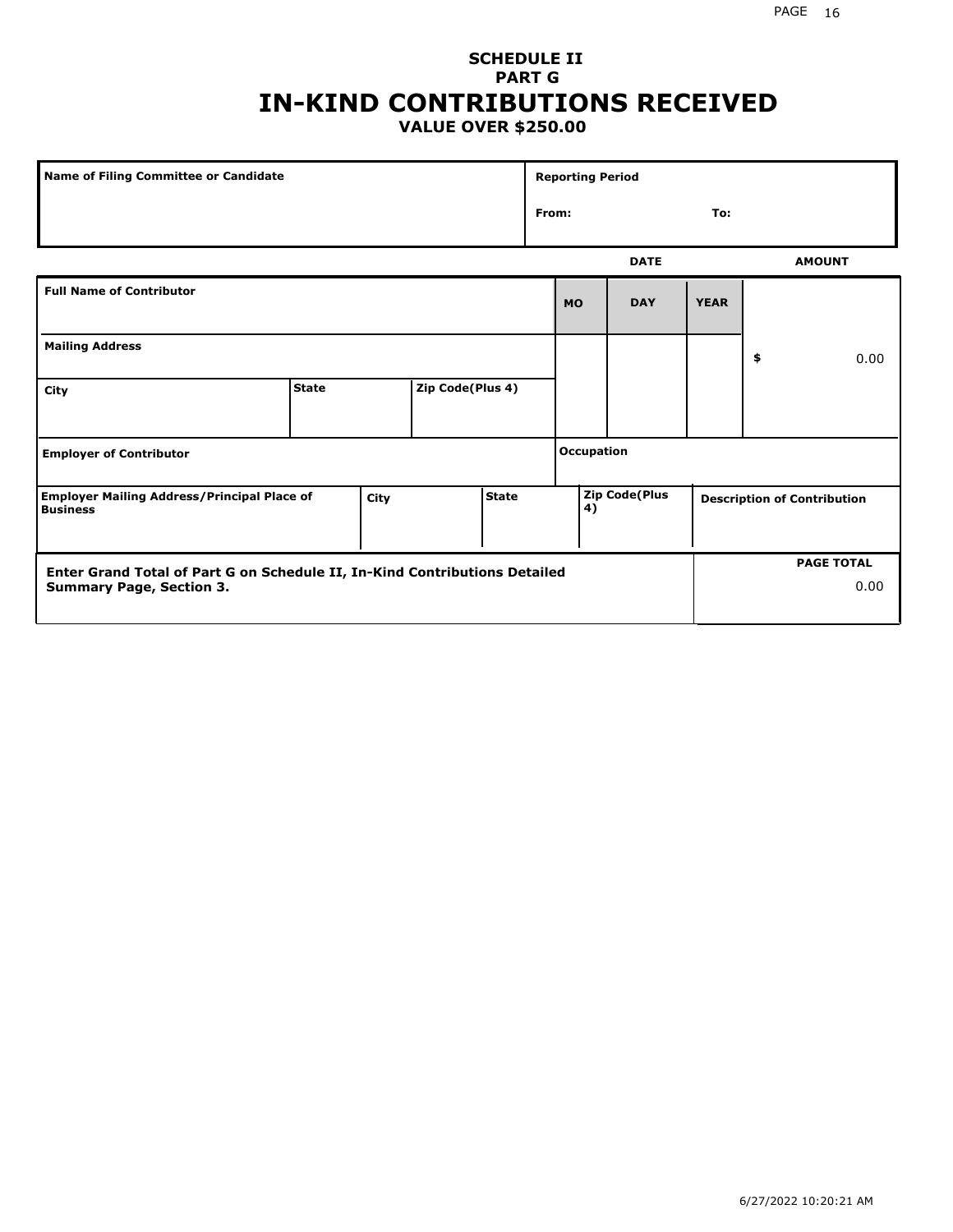# SCHEDULE II
## PART G
# IN-KIND CONTRIBUTIONS RECEIVED
### VALUE OVER $250.00

| Name of Filing Committee or Candidate | Reporting Period |
|---|---|
| | From: To: |

| | | | | | DATE | | | AMOUNT |
|---|---|---|---|---|---|---|---|---|
| **Full Name of Contributor** | | | | | **MO** | **DAY** | **YEAR** | |
| **Mailing Address** | | | | | | | | $ 0.00 |
| **City** | **State** | | **Zip Code(Plus 4)** | | | | | |
| **Employer of Contributor** | | | | | **Occupation** | | | |
| **Employer Mailing Address/Principal Place of Business** | **City** | **State** | | **Zip Code(Plus 4)** | | | **Description of Contribution** | |

| Enter Grand Total of Part G on Schedule II, In-Kind Contributions Detailed Summary Page, Section 3. | PAGE TOTAL |
|---|---|
| | 0.00 |

6/27/2022 10:20:21 AM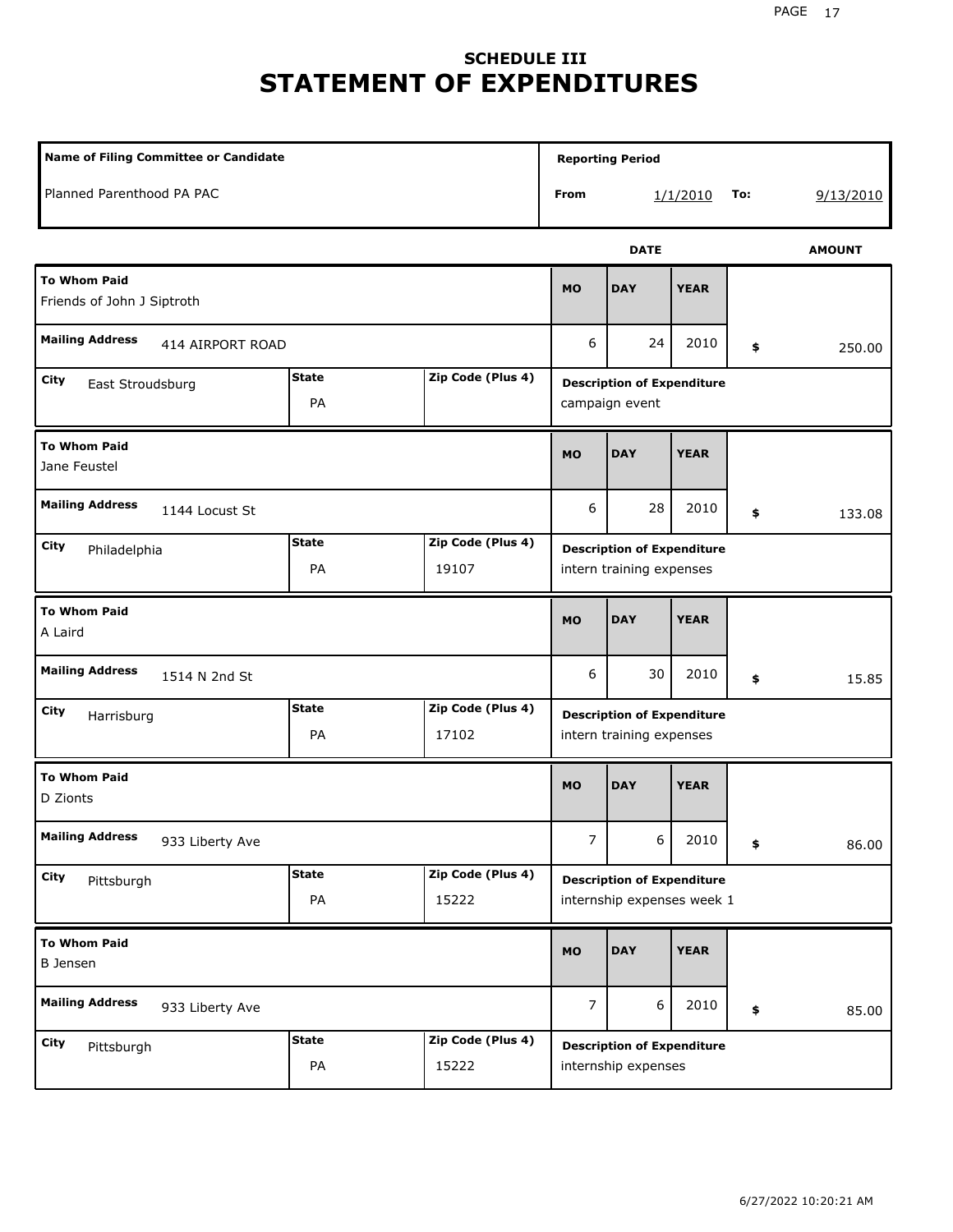# SCHEDULE III
# STATEMENT OF EXPENDITURES

| Name of Filing Committee or Candidate | Reporting Period |
| --- | --- |
| Planned Parenthood PA PAC | From 1/1/2010 To: 9/13/2010 |

| To Whom Paid | Mailing Address | City | State | Zip Code (Plus 4) | MO | DAY | YEAR | AMOUNT | Description of Expenditure |
| --- | --- | --- | --- | --- | --- | --- | --- | --- | --- |
| Friends of John J Siptroth | 414 AIRPORT ROAD | East Stroudsburg | PA | | 6 | 24 | 2010 | $ 250.00 | campaign event |
| Jane Feustel | 1144 Locust St | Philadelphia | PA | 19107 | 6 | 28 | 2010 | $ 133.08 | intern training expenses |
| A Laird | 1514 N 2nd St | Harrisburg | PA | 17102 | 6 | 30 | 2010 | $ 15.85 | intern training expenses |
| D Zionts | 933 Liberty Ave | Pittsburgh | PA | 15222 | 7 | 6 | 2010 | $ 86.00 | internship expenses week 1 |
| B Jensen | 933 Liberty Ave | Pittsburgh | PA | 15222 | 7 | 6 | 2010 | $ 85.00 | internship expenses |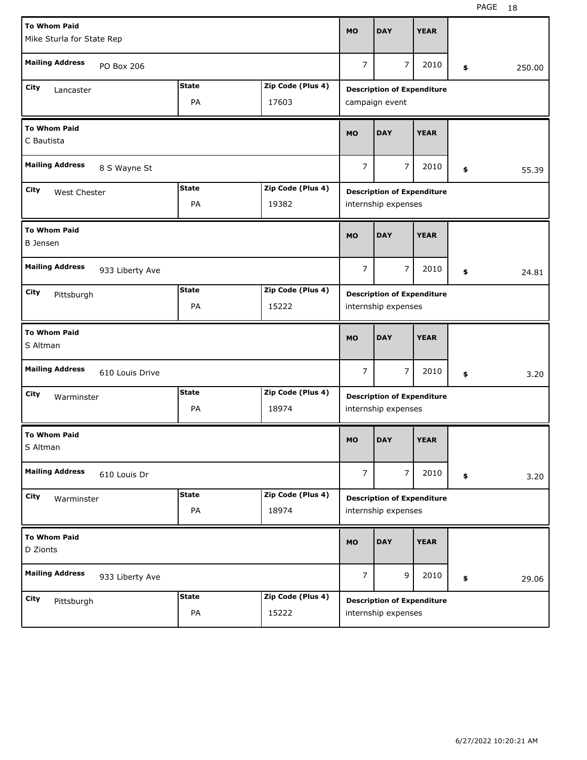| To Whom Paid | | | MO | DAY | YEAR | |
| --- | --- | --- | --- | --- | --- | --- |
| Mike Sturla for State Rep | | | | | | |
| **Mailing Address** PO Box 206 | | | 7 | 7 | 2010 | $ 250.00 |
| **City** Lancaster | **State** PA | **Zip Code (Plus 4)** 17603 | **Description of Expenditure** campaign event | | | |

| To Whom Paid | | | MO | DAY | YEAR | |
| --- | --- | --- | --- | --- | --- | --- |
| C Bautista | | | | | | |
| **Mailing Address** 8 S Wayne St | | | 7 | 7 | 2010 | $ 55.39 |
| **City** West Chester | **State** PA | **Zip Code (Plus 4)** 19382 | **Description of Expenditure** internship expenses | | | |

| To Whom Paid | | | MO | DAY | YEAR | |
| --- | --- | --- | --- | --- | --- | --- |
| B Jensen | | | | | | |
| **Mailing Address** 933 Liberty Ave | | | 7 | 7 | 2010 | $ 24.81 |
| **City** Pittsburgh | **State** PA | **Zip Code (Plus 4)** 15222 | **Description of Expenditure** internship expenses | | | |

| To Whom Paid | | | MO | DAY | YEAR | |
| --- | --- | --- | --- | --- | --- | --- |
| S Altman | | | | | | |
| **Mailing Address** 610 Louis Drive | | | 7 | 7 | 2010 | $ 3.20 |
| **City** Warminster | **State** PA | **Zip Code (Plus 4)** 18974 | **Description of Expenditure** internship expenses | | | |

| To Whom Paid | | | MO | DAY | YEAR | |
| --- | --- | --- | --- | --- | --- | --- |
| S Altman | | | | | | |
| **Mailing Address** 610 Louis Dr | | | 7 | 7 | 2010 | $ 3.20 |
| **City** Warminster | **State** PA | **Zip Code (Plus 4)** 18974 | **Description of Expenditure** internship expenses | | | |

| To Whom Paid | | | MO | DAY | YEAR | |
| --- | --- | --- | --- | --- | --- | --- |
| D Zionts | | | | | | |
| **Mailing Address** 933 Liberty Ave | | | 7 | 9 | 2010 | $ 29.06 |
| **City** Pittsburgh | **State** PA | **Zip Code (Plus 4)** 15222 | **Description of Expenditure** internship expenses | | | |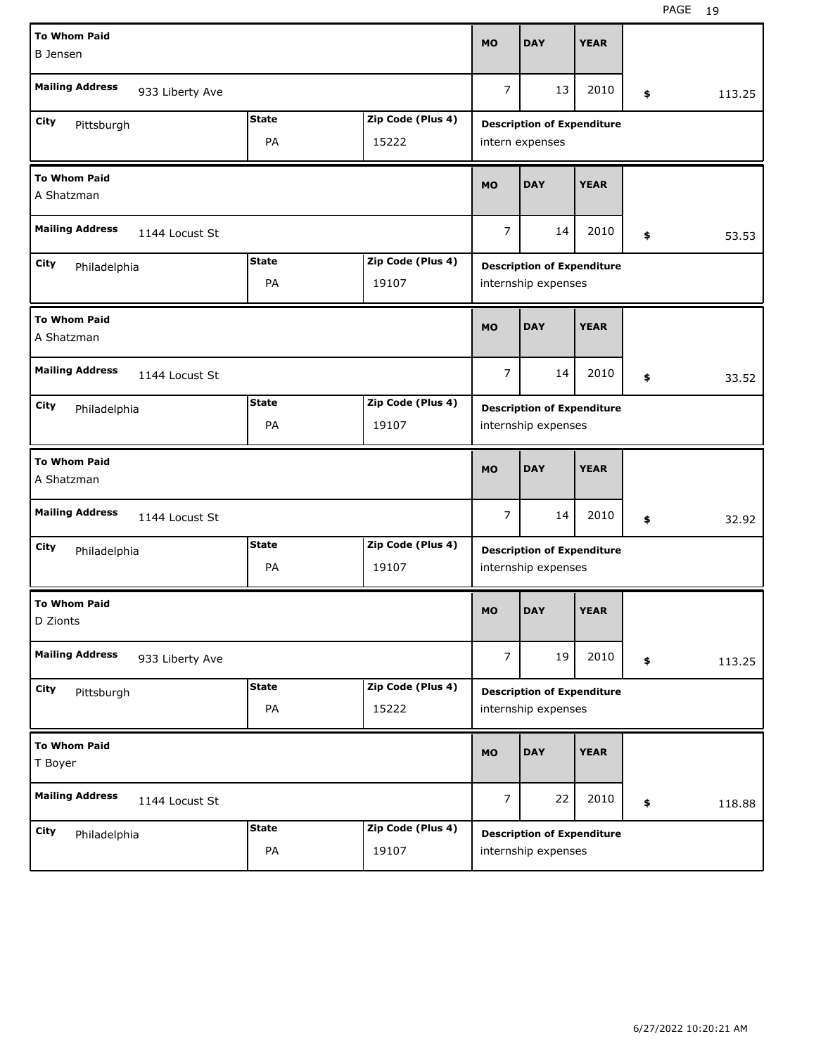| To Whom Paid | Mailing Address | City | State | Zip Code (Plus 4) | MO | DAY | YEAR | $ | Description of Expenditure |
|---|---|---|---|---|---|---|---|---|---|
| B Jensen | 933 Liberty Ave | Pittsburgh | PA | 15222 | 7 | 13 | 2010 | 113.25 | intern expenses |
| A Shatzman | 1144 Locust St | Philadelphia | PA | 19107 | 7 | 14 | 2010 | 53.53 | internship expenses |
| A Shatzman | 1144 Locust St | Philadelphia | PA | 19107 | 7 | 14 | 2010 | 33.52 | internship expenses |
| A Shatzman | 1144 Locust St | Philadelphia | PA | 19107 | 7 | 14 | 2010 | 32.92 | internship expenses |
| D Zionts | 933 Liberty Ave | Pittsburgh | PA | 15222 | 7 | 19 | 2010 | 113.25 | internship expenses |
| T Boyer | 1144 Locust St | Philadelphia | PA | 19107 | 7 | 22 | 2010 | 118.88 | internship expenses |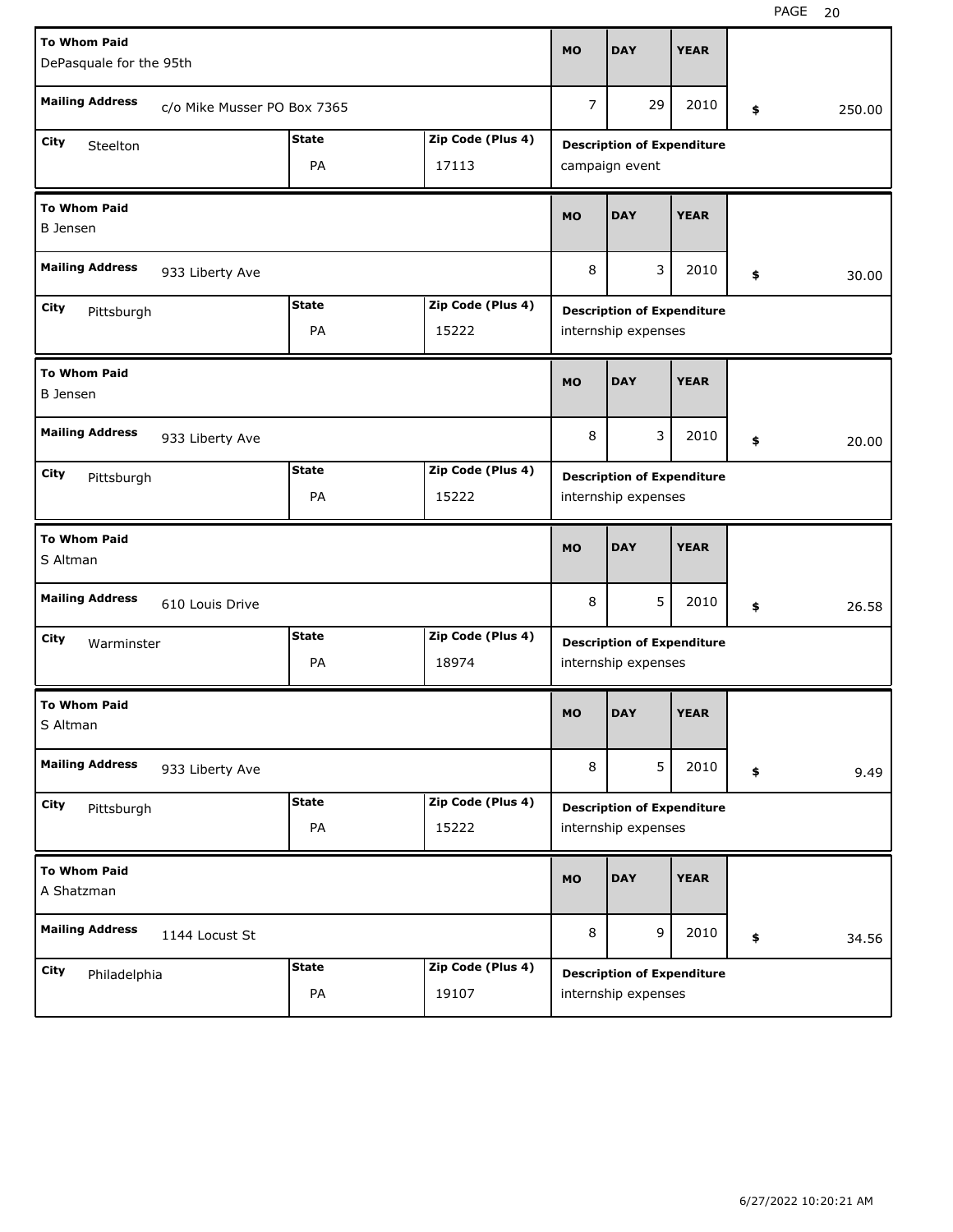| To Whom Paid | Mailing Address | City | State | Zip Code (Plus 4) | MO | DAY | YEAR | Amount | Description of Expenditure |
|---|---|---|---|---|---|---|---|---|---|
| DePasquale for the 95th | c/o Mike Musser PO Box 7365 | Steelton | PA | 17113 | 7 | 29 | 2010 | $ 250.00 | campaign event |
| B Jensen | 933 Liberty Ave | Pittsburgh | PA | 15222 | 8 | 3 | 2010 | $ 30.00 | internship expenses |
| B Jensen | 933 Liberty Ave | Pittsburgh | PA | 15222 | 8 | 3 | 2010 | $ 20.00 | internship expenses |
| S Altman | 610 Louis Drive | Warminster | PA | 18974 | 8 | 5 | 2010 | $ 26.58 | internship expenses |
| S Altman | 933 Liberty Ave | Pittsburgh | PA | 15222 | 8 | 5 | 2010 | $ 9.49 | internship expenses |
| A Shatzman | 1144 Locust St | Philadelphia | PA | 19107 | 8 | 9 | 2010 | $ 34.56 | internship expenses |

6/27/2022 10:20:21 AM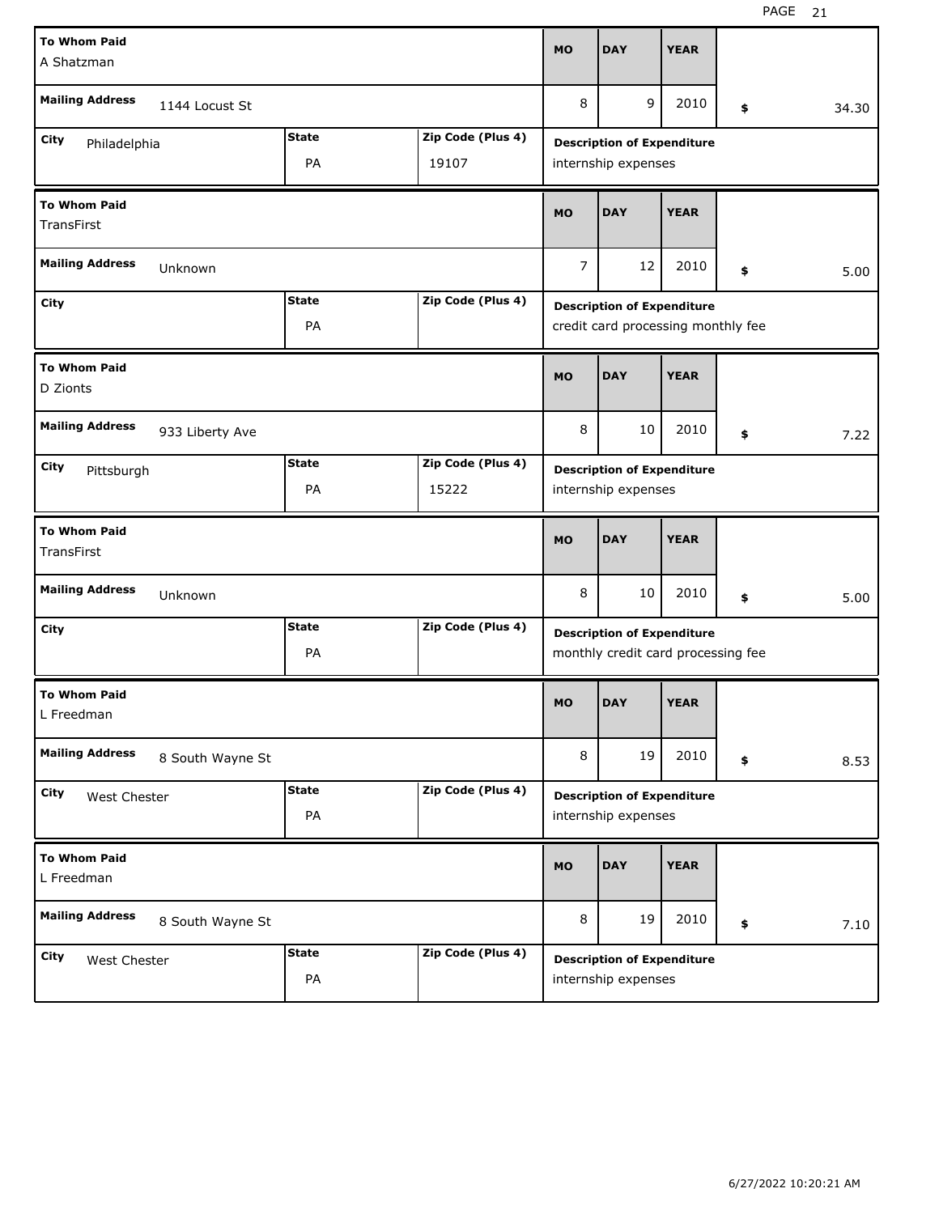| To Whom Paid | Mailing Address | City | State | Zip Code (Plus 4) | MO | DAY | YEAR | $ | Description of Expenditure |
|---|---|---|---|---|---|---|---|---|---|
| A Shatzman | 1144 Locust St | Philadelphia | PA | 19107 | 8 | 9 | 2010 | 34.30 | internship expenses |
| TransFirst | Unknown | | PA | | 7 | 12 | 2010 | 5.00 | credit card processing monthly fee |
| D Zionts | 933 Liberty Ave | Pittsburgh | PA | 15222 | 8 | 10 | 2010 | 7.22 | internship expenses |
| TransFirst | Unknown | | PA | | 8 | 10 | 2010 | 5.00 | monthly credit card processing fee |
| L Freedman | 8 South Wayne St | West Chester | PA | | 8 | 19 | 2010 | 8.53 | internship expenses |
| L Freedman | 8 South Wayne St | West Chester | PA | | 8 | 19 | 2010 | 7.10 | internship expenses |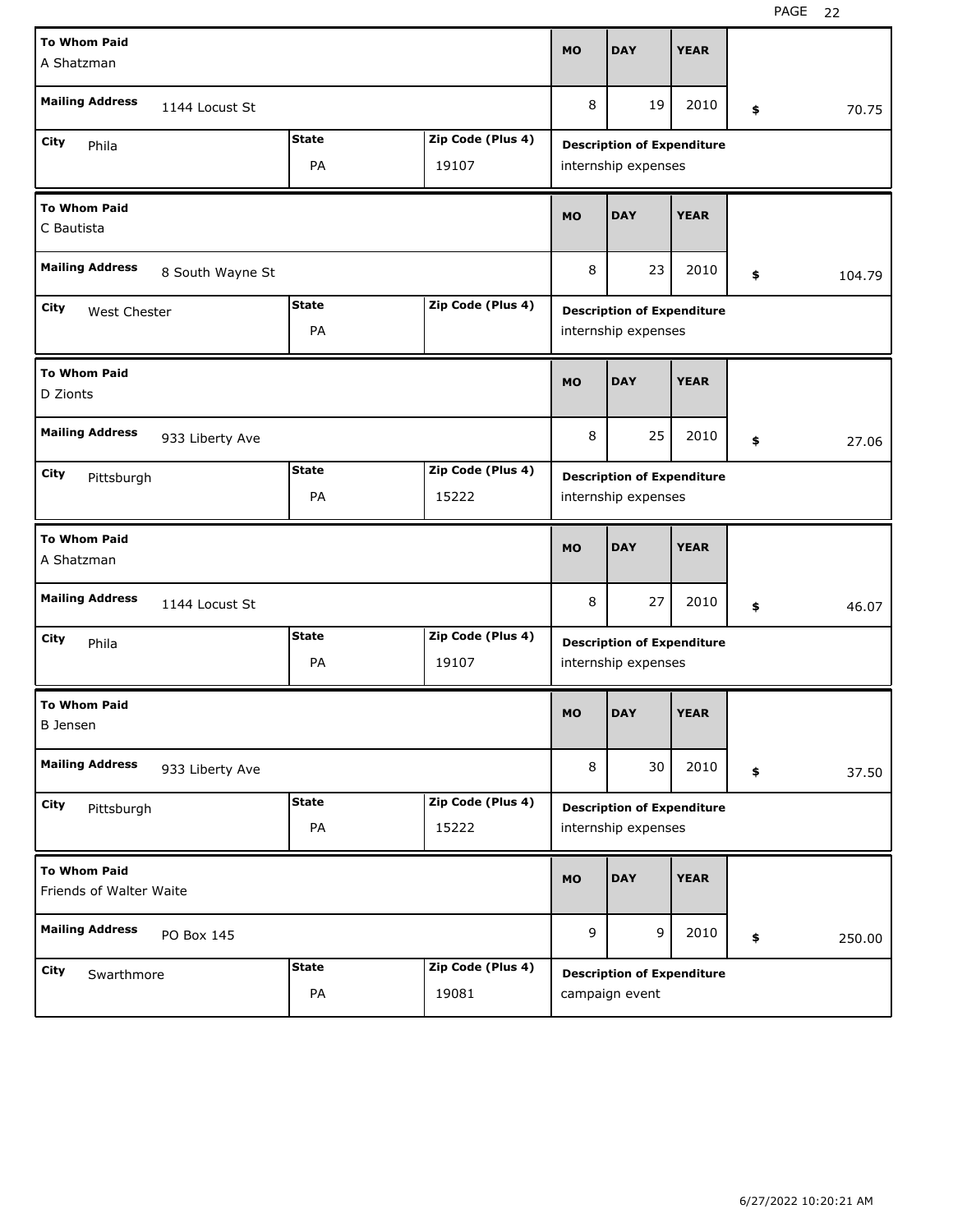| To Whom Paid | Mailing Address | City | State | Zip Code (Plus 4) | MO | DAY | YEAR | Amount | Description of Expenditure |
|---|---|---|---|---|---|---|---|---|---|
| A Shatzman | 1144 Locust St | Phila | PA | 19107 | 8 | 19 | 2010 | $ 70.75 | internship expenses |
| C Bautista | 8 South Wayne St | West Chester | PA | | 8 | 23 | 2010 | $ 104.79 | internship expenses |
| D Zionts | 933 Liberty Ave | Pittsburgh | PA | 15222 | 8 | 25 | 2010 | $ 27.06 | internship expenses |
| A Shatzman | 1144 Locust St | Phila | PA | 19107 | 8 | 27 | 2010 | $ 46.07 | internship expenses |
| B Jensen | 933 Liberty Ave | Pittsburgh | PA | 15222 | 8 | 30 | 2010 | $ 37.50 | internship expenses |
| Friends of Walter Waite | PO Box 145 | Swarthmore | PA | 19081 | 9 | 9 | 2010 | $ 250.00 | campaign event |

6/27/2022 10:20:21 AM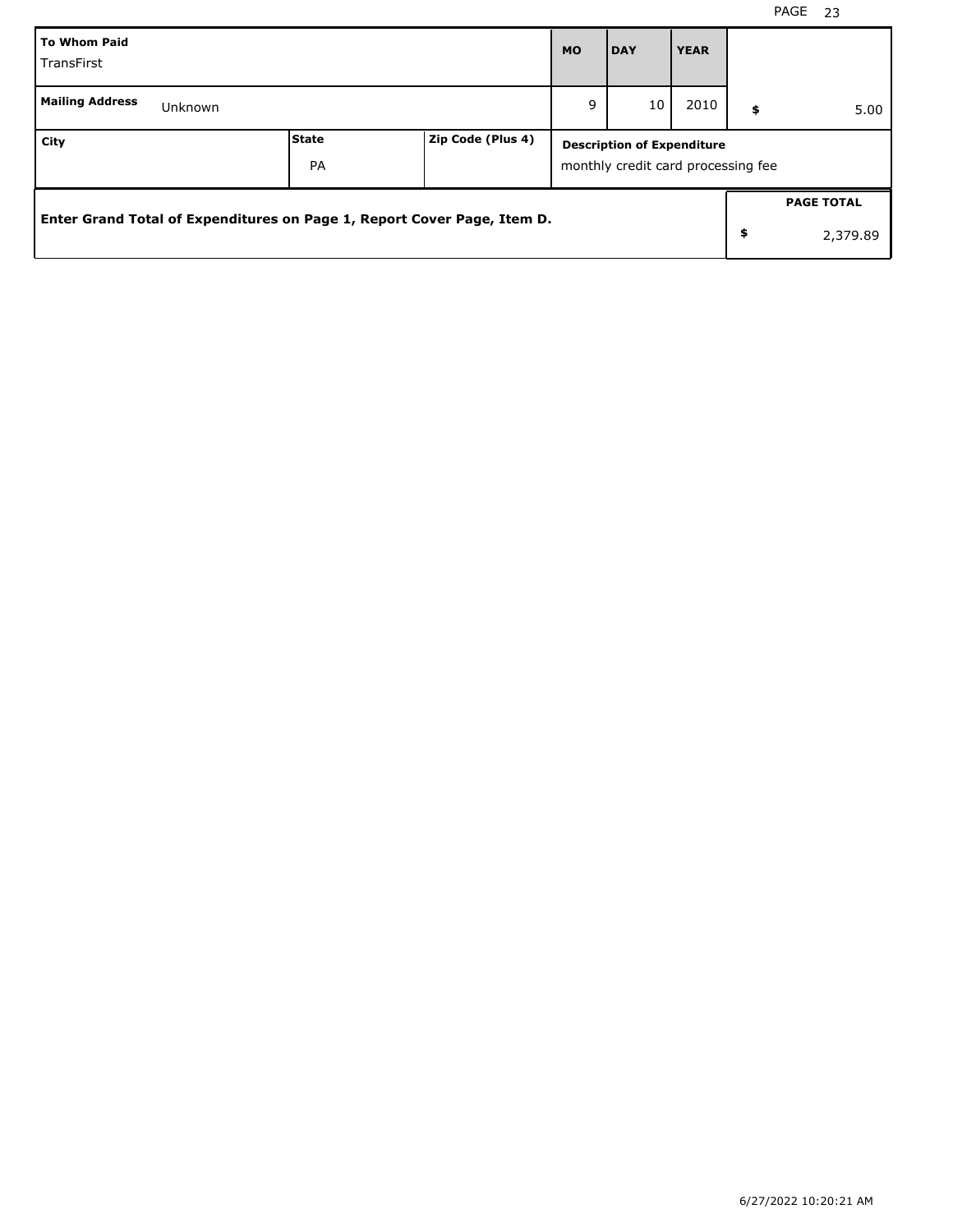| To Whom Paid | | | MO | DAY | YEAR | |
|---|---|---|---|---|---|---|
| TransFirst | | | | | | |
| Mailing Address: Unknown | | | 9 | 10 | 2010 | $ 5.00 |
| City | State | Zip Code (Plus 4) | Description of Expenditure | | | |
| | PA | | monthly credit card processing fee | | | |

| Enter Grand Total of Expenditures on Page 1, Report Cover Page, Item D. | PAGE TOTAL |
|---|---|
| | $ 2,379.89 |

6/27/2022 10:20:21 AM